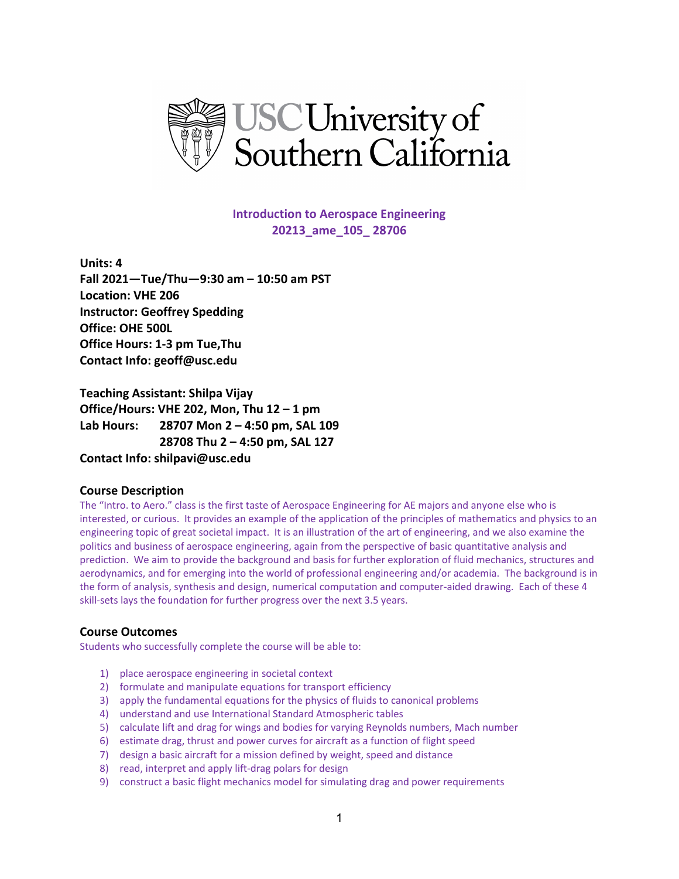## Introduction to Aerospace Engineering
## 20213_ame_105_ 28706

**Units: 4**
**Fall 2021—Tue/Thu—9:30 am – 10:50 am PST**
**Location: VHE 206**
**Instructor: Geoffrey Spedding**
**Office: OHE 500L**
**Office Hours: 1-3 pm Tue,Thu**
**Contact Info: geoff@usc.edu**

**Teaching Assistant: Shilpa Vijay**
**Office/Hours: VHE 202, Mon, Thu 12 – 1 pm**
**Lab Hours: 28707 Mon 2 – 4:50 pm, SAL 109**
**28708 Thu 2 – 4:50 pm, SAL 127**
**Contact Info: shilpavi@usc.edu**

### Course Description

The "Intro. to Aero." class is the first taste of Aerospace Engineering for AE majors and anyone else who is interested, or curious. It provides an example of the application of the principles of mathematics and physics to an engineering topic of great societal impact. It is an illustration of the art of engineering, and we also examine the politics and business of aerospace engineering, again from the perspective of basic quantitative analysis and prediction. We aim to provide the background and basis for further exploration of fluid mechanics, structures and aerodynamics, and for emerging into the world of professional engineering and/or academia. The background is in the form of analysis, synthesis and design, numerical computation and computer-aided drawing. Each of these 4 skill-sets lays the foundation for further progress over the next 3.5 years.

### Course Outcomes

Students who successfully complete the course will be able to:

1) place aerospace engineering in societal context
2) formulate and manipulate equations for transport efficiency
3) apply the fundamental equations for the physics of fluids to canonical problems
4) understand and use International Standard Atmospheric tables
5) calculate lift and drag for wings and bodies for varying Reynolds numbers, Mach number
6) estimate drag, thrust and power curves for aircraft as a function of flight speed
7) design a basic aircraft for a mission defined by weight, speed and distance
8) read, interpret and apply lift-drag polars for design
9) construct a basic flight mechanics model for simulating drag and power requirements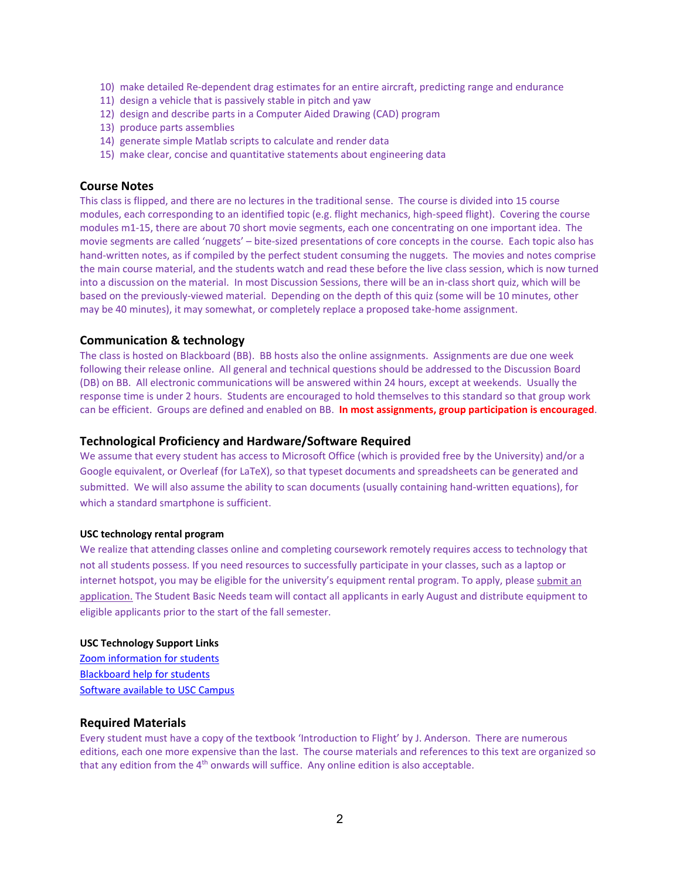10) make detailed Re-dependent drag estimates for an entire aircraft, predicting range and endurance
11) design a vehicle that is passively stable in pitch and yaw
12) design and describe parts in a Computer Aided Drawing (CAD) program
13) produce parts assemblies
14) generate simple Matlab scripts to calculate and render data
15) make clear, concise and quantitative statements about engineering data

## Course Notes

This class is flipped, and there are no lectures in the traditional sense. The course is divided into 15 course modules, each corresponding to an identified topic (e.g. flight mechanics, high-speed flight). Covering the course modules m1-15, there are about 70 short movie segments, each one concentrating on one important idea. The movie segments are called 'nuggets' – bite-sized presentations of core concepts in the course. Each topic also has hand-written notes, as if compiled by the perfect student consuming the nuggets. The movies and notes comprise the main course material, and the students watch and read these before the live class session, which is now turned into a discussion on the material. In most Discussion Sessions, there will be an in-class short quiz, which will be based on the previously-viewed material. Depending on the depth of this quiz (some will be 10 minutes, other may be 40 minutes), it may somewhat, or completely replace a proposed take-home assignment.

## Communication & technology

The class is hosted on Blackboard (BB). BB hosts also the online assignments. Assignments are due one week following their release online. All general and technical questions should be addressed to the Discussion Board (DB) on BB. All electronic communications will be answered within 24 hours, except at weekends. Usually the response time is under 2 hours. Students are encouraged to hold themselves to this standard so that group work can be efficient. Groups are defined and enabled on BB. **In most assignments, group participation is encouraged**.

## Technological Proficiency and Hardware/Software Required

We assume that every student has access to Microsoft Office (which is provided free by the University) and/or a Google equivalent, or Overleaf (for LaTeX), so that typeset documents and spreadsheets can be generated and submitted. We will also assume the ability to scan documents (usually containing hand-written equations), for which a standard smartphone is sufficient.

#### USC technology rental program

We realize that attending classes online and completing coursework remotely requires access to technology that not all students possess. If you need resources to successfully participate in your classes, such as a laptop or internet hotspot, you may be eligible for the university's equipment rental program. To apply, please submit an application. The Student Basic Needs team will contact all applicants in early August and distribute equipment to eligible applicants prior to the start of the fall semester.

#### USC Technology Support Links

Zoom information for students
Blackboard help for students
Software available to USC Campus

## Required Materials

Every student must have a copy of the textbook 'Introduction to Flight' by J. Anderson. There are numerous editions, each one more expensive than the last. The course materials and references to this text are organized so that any edition from the 4th onwards will suffice. Any online edition is also acceptable.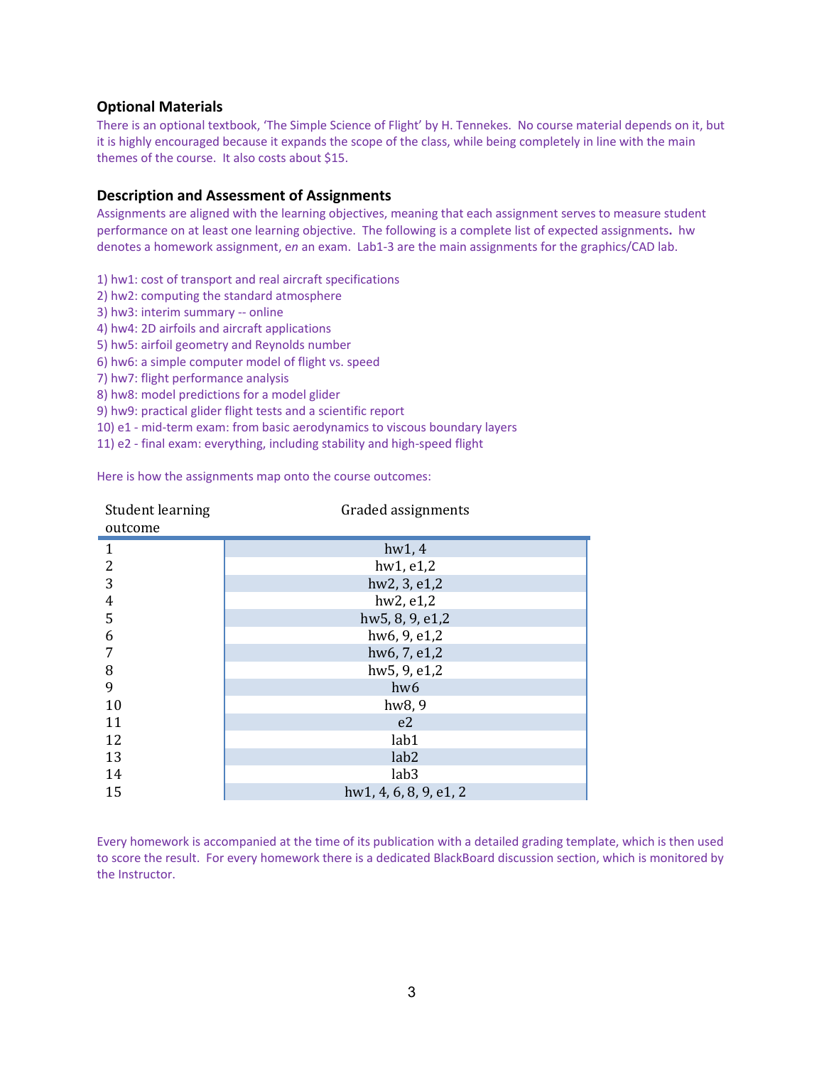### Optional Materials

There is an optional textbook, 'The Simple Science of Flight' by H. Tennekes. No course material depends on it, but it is highly encouraged because it expands the scope of the class, while being completely in line with the main themes of the course. It also costs about $15.

### Description and Assessment of Assignments

Assignments are aligned with the learning objectives, meaning that each assignment serves to measure student performance on at least one learning objective. The following is a complete list of expected assignments**.** hw denotes a homework assignment, *e*n an exam. Lab1-3 are the main assignments for the graphics/CAD lab.

1) hw1: cost of transport and real aircraft specifications
2) hw2: computing the standard atmosphere
3) hw3: interim summary -- online
4) hw4: 2D airfoils and aircraft applications
5) hw5: airfoil geometry and Reynolds number
6) hw6: a simple computer model of flight vs. speed
7) hw7: flight performance analysis
8) hw8: model predictions for a model glider
9) hw9: practical glider flight tests and a scientific report
10) e1 - mid-term exam: from basic aerodynamics to viscous boundary layers
11) e2 - final exam: everything, including stability and high-speed flight

Here is how the assignments map onto the course outcomes:

| Student learning outcome | Graded assignments |
|---|---|
| 1 | hw1, 4 |
| 2 | hw1, e1,2 |
| 3 | hw2, 3, e1,2 |
| 4 | hw2, e1,2 |
| 5 | hw5, 8, 9, e1,2 |
| 6 | hw6, 9, e1,2 |
| 7 | hw6, 7, e1,2 |
| 8 | hw5, 9, e1,2 |
| 9 | hw6 |
| 10 | hw8, 9 |
| 11 | e2 |
| 12 | lab1 |
| 13 | lab2 |
| 14 | lab3 |
| 15 | hw1, 4, 6, 8, 9, e1, 2 |

Every homework is accompanied at the time of its publication with a detailed grading template, which is then used to score the result. For every homework there is a dedicated BlackBoard discussion section, which is monitored by the Instructor.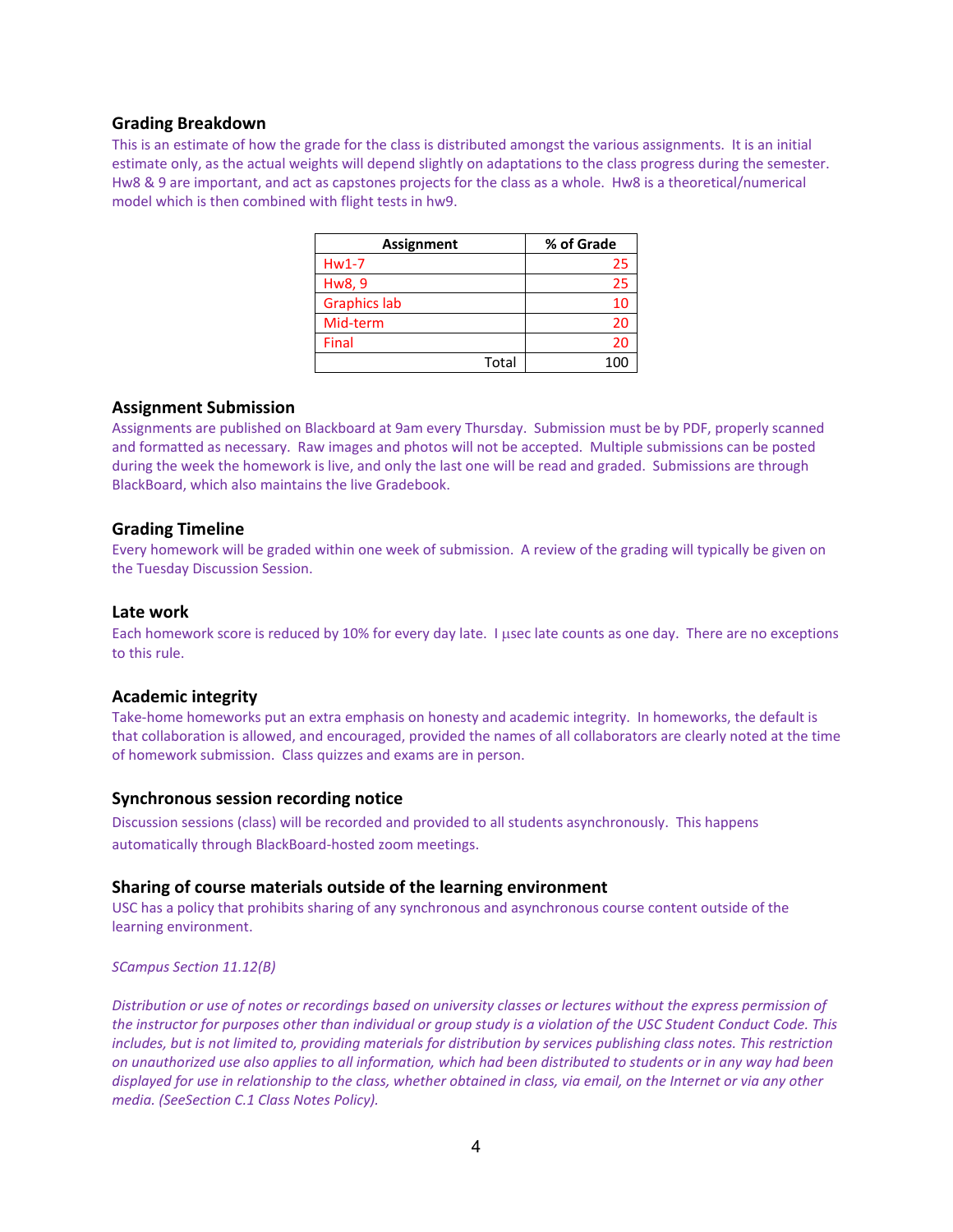## Grading Breakdown

This is an estimate of how the grade for the class is distributed amongst the various assignments. It is an initial estimate only, as the actual weights will depend slightly on adaptations to the class progress during the semester. Hw8 & 9 are important, and act as capstones projects for the class as a whole. Hw8 is a theoretical/numerical model which is then combined with flight tests in hw9.

| Assignment | % of Grade |
|---|---|
| Hw1-7 | 25 |
| Hw8, 9 | 25 |
| Graphics lab | 10 |
| Mid-term | 20 |
| Final | 20 |
| Total | 100 |

## Assignment Submission

Assignments are published on Blackboard at 9am every Thursday. Submission must be by PDF, properly scanned and formatted as necessary. Raw images and photos will not be accepted. Multiple submissions can be posted during the week the homework is live, and only the last one will be read and graded. Submissions are through BlackBoard, which also maintains the live Gradebook.

## Grading Timeline

Every homework will be graded within one week of submission. A review of the grading will typically be given on the Tuesday Discussion Session.

## Late work

Each homework score is reduced by 10% for every day late. I μsec late counts as one day. There are no exceptions to this rule.

## Academic integrity

Take-home homeworks put an extra emphasis on honesty and academic integrity. In homeworks, the default is that collaboration is allowed, and encouraged, provided the names of all collaborators are clearly noted at the time of homework submission. Class quizzes and exams are in person.

## Synchronous session recording notice

Discussion sessions (class) will be recorded and provided to all students asynchronously. This happens automatically through BlackBoard-hosted zoom meetings.

## Sharing of course materials outside of the learning environment

USC has a policy that prohibits sharing of any synchronous and asynchronous course content outside of the learning environment.

*SCampus Section 11.12(B)*

*Distribution or use of notes or recordings based on university classes or lectures without the express permission of the instructor for purposes other than individual or group study is a violation of the USC Student Conduct Code. This includes, but is not limited to, providing materials for distribution by services publishing class notes. This restriction on unauthorized use also applies to all information, which had been distributed to students or in any way had been displayed for use in relationship to the class, whether obtained in class, via email, on the Internet or via any other media. (SeeSection C.1 Class Notes Policy).*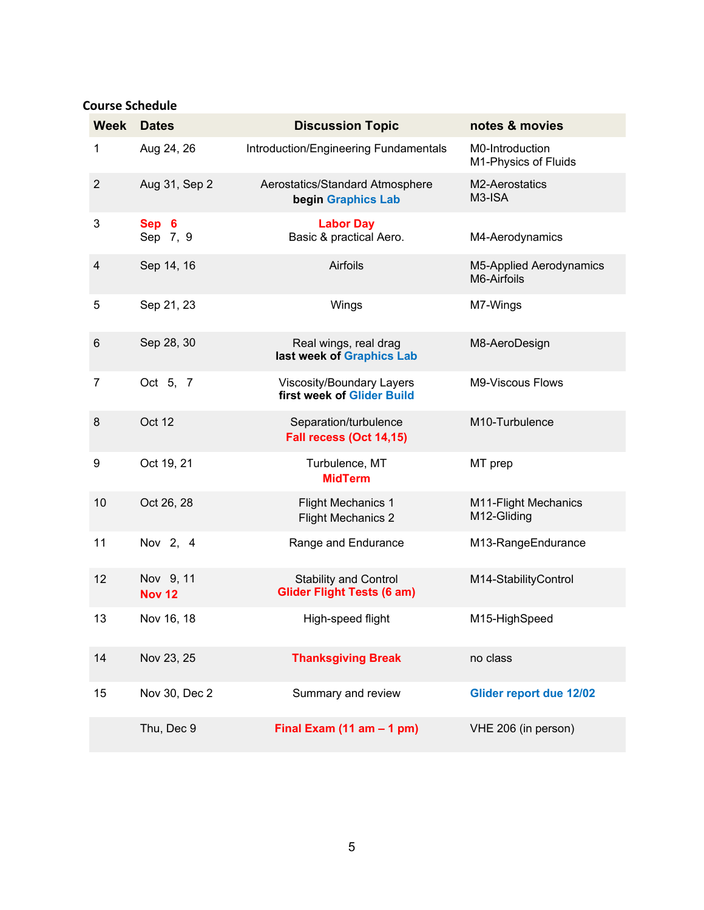## Course Schedule

| Week | Dates | Discussion Topic | notes & movies |
|---|---|---|---|
| 1 | Aug 24, 26 | Introduction/Engineering Fundamentals | M0-Introduction<br>M1-Physics of Fluids |
| 2 | Aug 31, Sep 2 | Aerostatics/Standard Atmosphere<br>**begin Graphics Lab** | M2-Aerostatics<br>M3-ISA |
| 3 | **Sep 6**<br>Sep 7, 9 | **Labor Day**<br>Basic & practical Aero. | M4-Aerodynamics |
| 4 | Sep 14, 16 | Airfoils | M5-Applied Aerodynamics<br>M6-Airfoils |
| 5 | Sep 21, 23 | Wings | M7-Wings |
| 6 | Sep 28, 30 | Real wings, real drag<br>**last week of Graphics Lab** | M8-AeroDesign |
| 7 | Oct 5, 7 | Viscosity/Boundary Layers<br>**first week of Glider Build** | M9-Viscous Flows |
| 8 | Oct 12 | Separation/turbulence<br>**Fall recess (Oct 14,15)** | M10-Turbulence |
| 9 | Oct 19, 21 | Turbulence, MT<br>**MidTerm** | MT prep |
| 10 | Oct 26, 28 | Flight Mechanics 1<br>Flight Mechanics 2 | M11-Flight Mechanics<br>M12-Gliding |
| 11 | Nov 2, 4 | Range and Endurance | M13-RangeEndurance |
| 12 | Nov 9, 11<br>**Nov 12** | Stability and Control<br>**Glider Flight Tests (6 am)** | M14-StabilityControl |
| 13 | Nov 16, 18 | High-speed flight | M15-HighSpeed |
| 14 | Nov 23, 25 | **Thanksgiving Break** | no class |
| 15 | Nov 30, Dec 2 | Summary and review | **Glider report due 12/02** |
| | Thu, Dec 9 | **Final Exam (11 am – 1 pm)** | VHE 206 (in person) |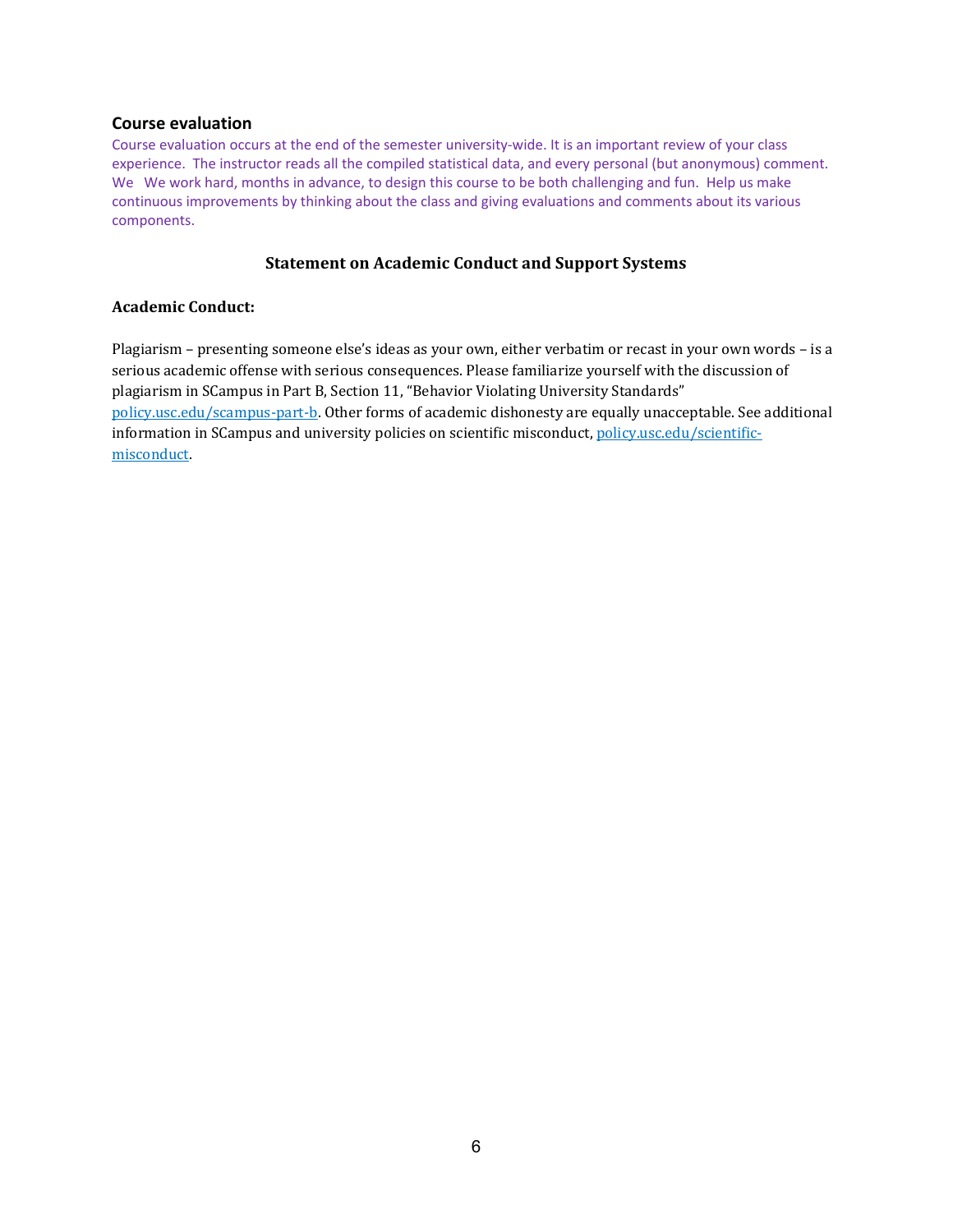## Course evaluation

Course evaluation occurs at the end of the semester university-wide. It is an important review of your class experience. The instructor reads all the compiled statistical data, and every personal (but anonymous) comment. We We work hard, months in advance, to design this course to be both challenging and fun. Help us make continuous improvements by thinking about the class and giving evaluations and comments about its various components.

### Statement on Academic Conduct and Support Systems

**Academic Conduct:**

Plagiarism – presenting someone else's ideas as your own, either verbatim or recast in your own words – is a serious academic offense with serious consequences. Please familiarize yourself with the discussion of plagiarism in SCampus in Part B, Section 11, "Behavior Violating University Standards" [policy.usc.edu/scampus-part-b](policy.usc.edu/scampus-part-b). Other forms of academic dishonesty are equally unacceptable. See additional information in SCampus and university policies on scientific misconduct, [policy.usc.edu/scientific-misconduct](policy.usc.edu/scientific-misconduct).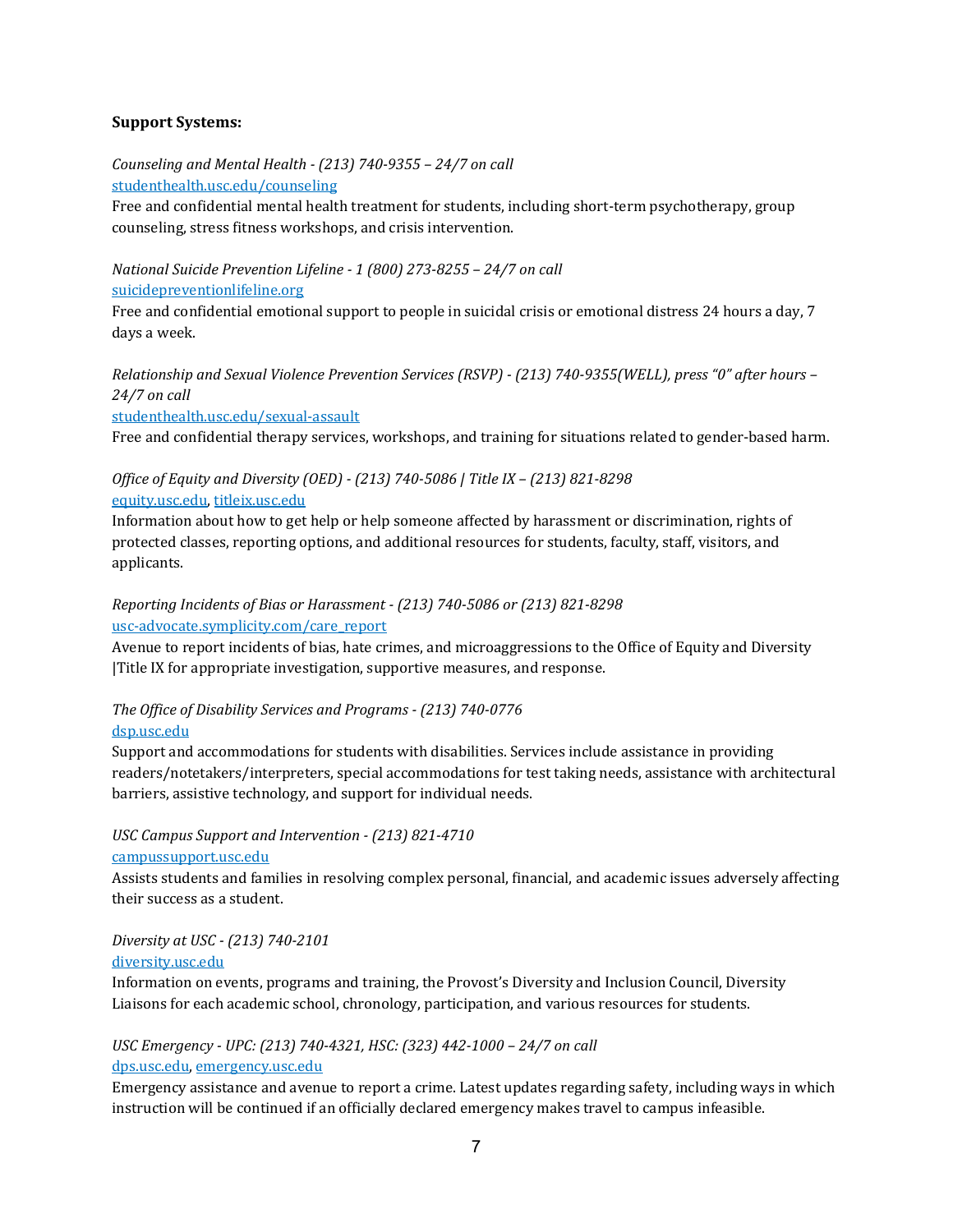**Support Systems:**

*Counseling and Mental Health - (213) 740-9355 – 24/7 on call*
[studenthealth.usc.edu/counseling](studenthealth.usc.edu/counseling)
Free and confidential mental health treatment for students, including short-term psychotherapy, group counseling, stress fitness workshops, and crisis intervention.

*National Suicide Prevention Lifeline - 1 (800) 273-8255 – 24/7 on call*
[suicidepreventionlifeline.org](suicidepreventionlifeline.org)
Free and confidential emotional support to people in suicidal crisis or emotional distress 24 hours a day, 7 days a week.

*Relationship and Sexual Violence Prevention Services (RSVP) - (213) 740-9355(WELL), press "0" after hours – 24/7 on call*
[studenthealth.usc.edu/sexual-assault](studenthealth.usc.edu/sexual-assault)
Free and confidential therapy services, workshops, and training for situations related to gender-based harm.

*Office of Equity and Diversity (OED) - (213) 740-5086 | Title IX – (213) 821-8298*
[equity.usc.edu](equity.usc.edu), [titleix.usc.edu](titleix.usc.edu)
Information about how to get help or help someone affected by harassment or discrimination, rights of protected classes, reporting options, and additional resources for students, faculty, staff, visitors, and applicants.

*Reporting Incidents of Bias or Harassment - (213) 740-5086 or (213) 821-8298*
[usc-advocate.symplicity.com/care_report](usc-advocate.symplicity.com/care_report)
Avenue to report incidents of bias, hate crimes, and microaggressions to the Office of Equity and Diversity |Title IX for appropriate investigation, supportive measures, and response.

*The Office of Disability Services and Programs - (213) 740-0776*
[dsp.usc.edu](dsp.usc.edu)
Support and accommodations for students with disabilities. Services include assistance in providing readers/notetakers/interpreters, special accommodations for test taking needs, assistance with architectural barriers, assistive technology, and support for individual needs.

*USC Campus Support and Intervention - (213) 821-4710*
[campussupport.usc.edu](campussupport.usc.edu)
Assists students and families in resolving complex personal, financial, and academic issues adversely affecting their success as a student.

*Diversity at USC - (213) 740-2101*
[diversity.usc.edu](diversity.usc.edu)
Information on events, programs and training, the Provost's Diversity and Inclusion Council, Diversity Liaisons for each academic school, chronology, participation, and various resources for students.

*USC Emergency - UPC: (213) 740-4321, HSC: (323) 442-1000 – 24/7 on call*
[dps.usc.edu](dps.usc.edu), [emergency.usc.edu](emergency.usc.edu)
Emergency assistance and avenue to report a crime. Latest updates regarding safety, including ways in which instruction will be continued if an officially declared emergency makes travel to campus infeasible.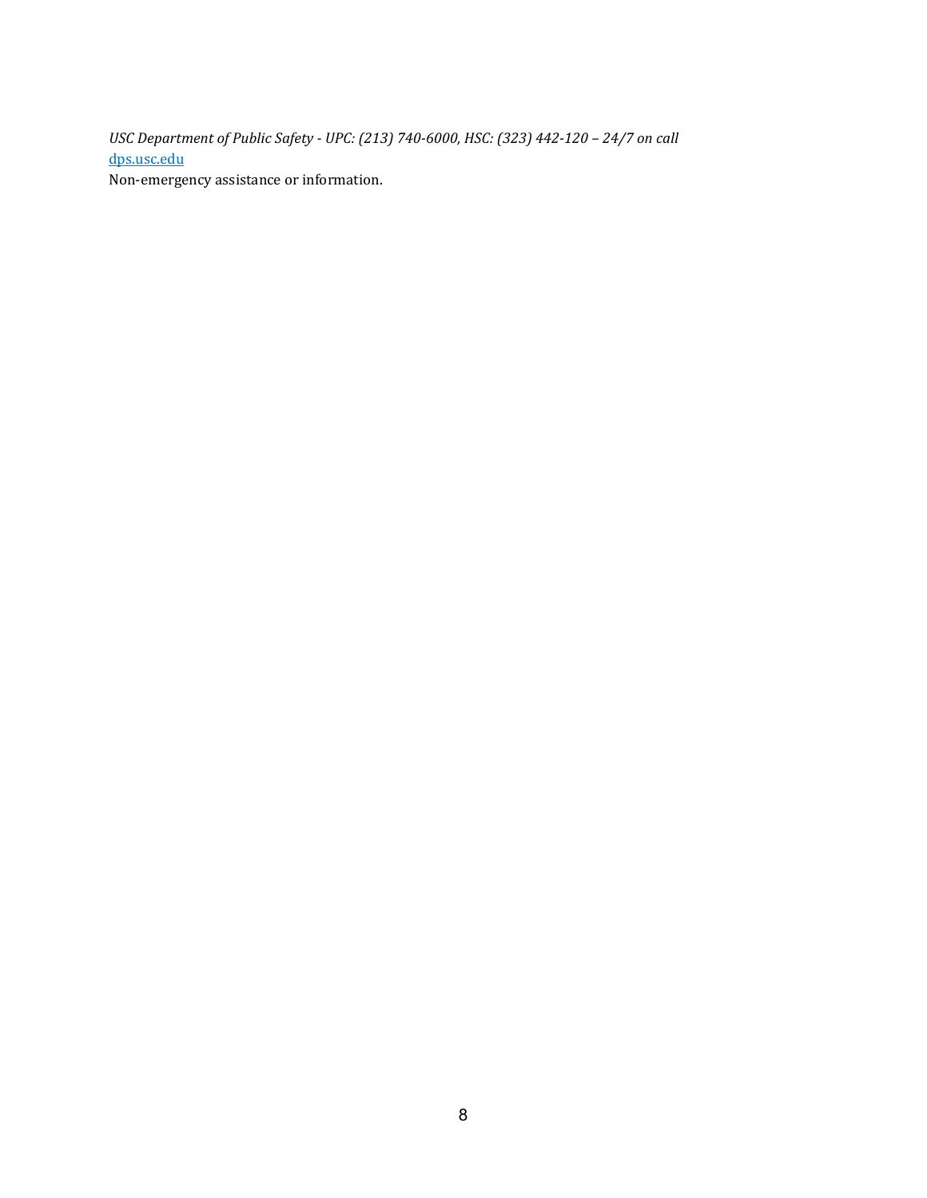*USC Department of Public Safety - UPC: (213) 740-6000, HSC: (323) 442-120 – 24/7 on call*
[dps.usc.edu](dps.usc.edu)
Non-emergency assistance or information.